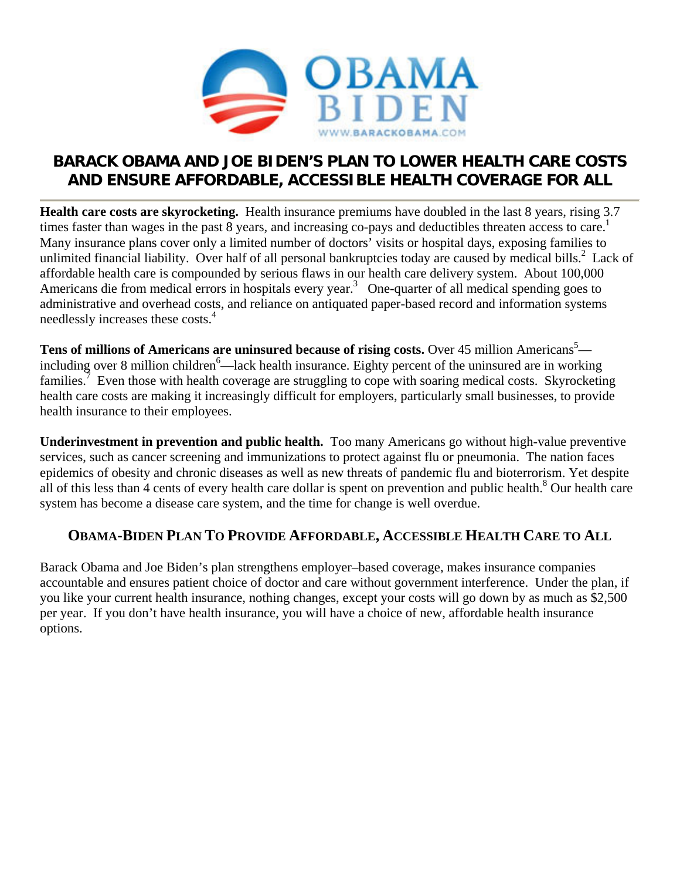OBAMA
BIDEN
WWW.BARACKOBAMA.COM

# BARACK OBAMA AND JOE BIDEN'S PLAN TO LOWER HEALTH CARE COSTS AND ENSURE AFFORDABLE, ACCESSIBLE HEALTH COVERAGE FOR ALL

**Health care costs are skyrocketing.** Health insurance premiums have doubled in the last 8 years, rising 3.7 times faster than wages in the past 8 years, and increasing co-pays and deductibles threaten access to care.[1] Many insurance plans cover only a limited number of doctors' visits or hospital days, exposing families to unlimited financial liability. Over half of all personal bankruptcies today are caused by medical bills.[2] Lack of affordable health care is compounded by serious flaws in our health care delivery system. About 100,000 Americans die from medical errors in hospitals every year.[3] One-quarter of all medical spending goes to administrative and overhead costs, and reliance on antiquated paper-based record and information systems needlessly increases these costs.[4]

**Tens of millions of Americans are uninsured because of rising costs.** Over 45 million Americans[5]—including over 8 million children[6]—lack health insurance. Eighty percent of the uninsured are in working families.[7] Even those with health coverage are struggling to cope with soaring medical costs. Skyrocketing health care costs are making it increasingly difficult for employers, particularly small businesses, to provide health insurance to their employees.

**Underinvestment in prevention and public health.** Too many Americans go without high-value preventive services, such as cancer screening and immunizations to protect against flu or pneumonia. The nation faces epidemics of obesity and chronic diseases as well as new threats of pandemic flu and bioterrorism. Yet despite all of this less than 4 cents of every health care dollar is spent on prevention and public health.[8] Our health care system has become a disease care system, and the time for change is well overdue.

## OBAMA-BIDEN PLAN TO PROVIDE AFFORDABLE, ACCESSIBLE HEALTH CARE TO ALL

Barack Obama and Joe Biden's plan strengthens employer–based coverage, makes insurance companies accountable and ensures patient choice of doctor and care without government interference. Under the plan, if you like your current health insurance, nothing changes, except your costs will go down by as much as $2,500 per year. If you don't have health insurance, you will have a choice of new, affordable health insurance options.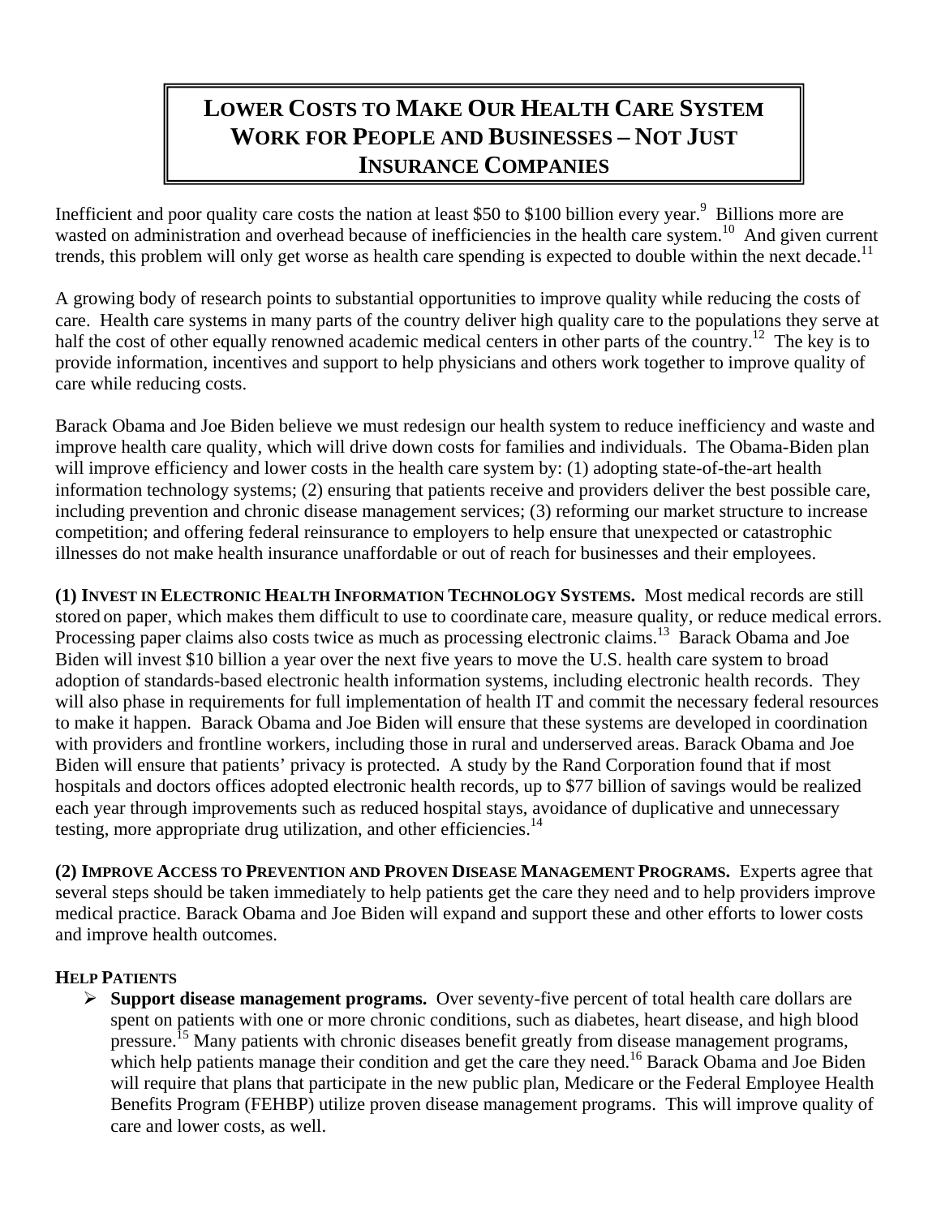# LOWER COSTS TO MAKE OUR HEALTH CARE SYSTEM WORK FOR PEOPLE AND BUSINESSES – NOT JUST INSURANCE COMPANIES

Inefficient and poor quality care costs the nation at least $50 to $100 billion every year.[9] Billions more are wasted on administration and overhead because of inefficiencies in the health care system.[10] And given current trends, this problem will only get worse as health care spending is expected to double within the next decade.[11]

A growing body of research points to substantial opportunities to improve quality while reducing the costs of care. Health care systems in many parts of the country deliver high quality care to the populations they serve at half the cost of other equally renowned academic medical centers in other parts of the country.[12] The key is to provide information, incentives and support to help physicians and others work together to improve quality of care while reducing costs.

Barack Obama and Joe Biden believe we must redesign our health system to reduce inefficiency and waste and improve health care quality, which will drive down costs for families and individuals. The Obama-Biden plan will improve efficiency and lower costs in the health care system by: (1) adopting state-of-the-art health information technology systems; (2) ensuring that patients receive and providers deliver the best possible care, including prevention and chronic disease management services; (3) reforming our market structure to increase competition; and offering federal reinsurance to employers to help ensure that unexpected or catastrophic illnesses do not make health insurance unaffordable or out of reach for businesses and their employees.

**(1) INVEST IN ELECTRONIC HEALTH INFORMATION TECHNOLOGY SYSTEMS.** Most medical records are still stored on paper, which makes them difficult to use to coordinate care, measure quality, or reduce medical errors. Processing paper claims also costs twice as much as processing electronic claims.[13] Barack Obama and Joe Biden will invest $10 billion a year over the next five years to move the U.S. health care system to broad adoption of standards-based electronic health information systems, including electronic health records. They will also phase in requirements for full implementation of health IT and commit the necessary federal resources to make it happen. Barack Obama and Joe Biden will ensure that these systems are developed in coordination with providers and frontline workers, including those in rural and underserved areas. Barack Obama and Joe Biden will ensure that patients' privacy is protected. A study by the Rand Corporation found that if most hospitals and doctors offices adopted electronic health records, up to $77 billion of savings would be realized each year through improvements such as reduced hospital stays, avoidance of duplicative and unnecessary testing, more appropriate drug utilization, and other efficiencies.[14]

**(2) IMPROVE ACCESS TO PREVENTION AND PROVEN DISEASE MANAGEMENT PROGRAMS.** Experts agree that several steps should be taken immediately to help patients get the care they need and to help providers improve medical practice. Barack Obama and Joe Biden will expand and support these and other efforts to lower costs and improve health outcomes.

**HELP PATIENTS**

- **Support disease management programs.** Over seventy-five percent of total health care dollars are spent on patients with one or more chronic conditions, such as diabetes, heart disease, and high blood pressure.[15] Many patients with chronic diseases benefit greatly from disease management programs, which help patients manage their condition and get the care they need.[16] Barack Obama and Joe Biden will require that plans that participate in the new public plan, Medicare or the Federal Employee Health Benefits Program (FEHBP) utilize proven disease management programs. This will improve quality of care and lower costs, as well.